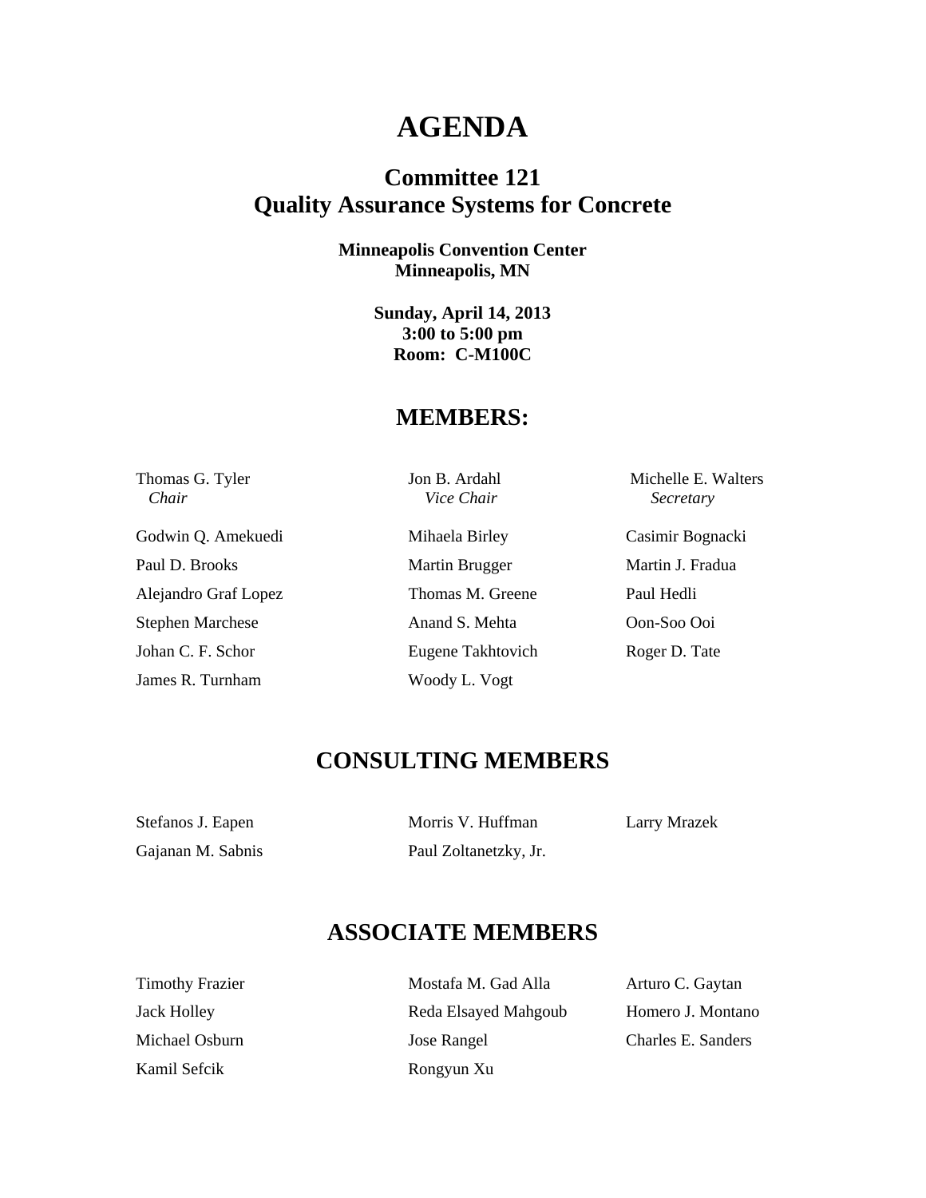# AGENDA

## Committee 121
## Quality Assurance Systems for Concrete

**Minneapolis Convention Center**
**Minneapolis, MN**

**Sunday, April 14, 2013**
**3:00 to 5:00 pm**
**Room: C-M100C**

## MEMBERS:

| | | |
|---|---|---|
| Thomas G. Tyler<br>*Chair* | Jon B. Ardahl<br>*Vice Chair* | Michelle E. Walters<br>*Secretary* |
| Godwin Q. Amekuedi | Mihaela Birley | Casimir Bognacki |
| Paul D. Brooks | Martin Brugger | Martin J. Fradua |
| Alejandro Graf Lopez | Thomas M. Greene | Paul Hedli |
| Stephen Marchese | Anand S. Mehta | Oon-Soo Ooi |
| Johan C. F. Schor | Eugene Takhtovich | Roger D. Tate |
| James R. Turnham | Woody L. Vogt | |

## CONSULTING MEMBERS

| | | |
|---|---|---|
| Stefanos J. Eapen | Morris V. Huffman | Larry Mrazek |
| Gajanan M. Sabnis | Paul Zoltanetzky, Jr. | |

## ASSOCIATE MEMBERS

| | | |
|---|---|---|
| Timothy Frazier | Mostafa M. Gad Alla | Arturo C. Gaytan |
| Jack Holley | Reda Elsayed Mahgoub | Homero J. Montano |
| Michael Osburn | Jose Rangel | Charles E. Sanders |
| Kamil Sefcik | Rongyun Xu | |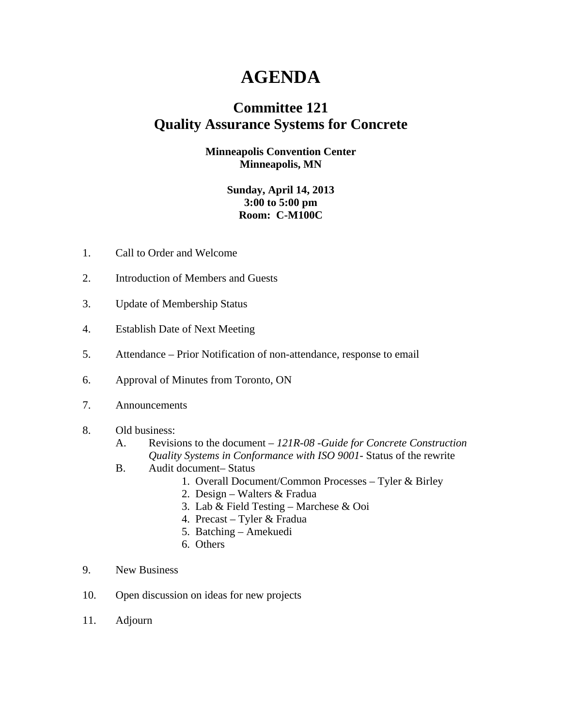# AGENDA

## Committee 121
## Quality Assurance Systems for Concrete

**Minneapolis Convention Center**
**Minneapolis, MN**

**Sunday, April 14, 2013**
**3:00 to 5:00 pm**
**Room: C-M100C**

1. Call to Order and Welcome
2. Introduction of Members and Guests
3. Update of Membership Status
4. Establish Date of Next Meeting
5. Attendance – Prior Notification of non-attendance, response to email
6. Approval of Minutes from Toronto, ON
7. Announcements
8. Old business:
   - A. Revisions to the document – *121R-08 -Guide for Concrete Construction Quality Systems in Conformance with ISO 9001-* Status of the rewrite
   - B. Audit document– Status
     1. Overall Document/Common Processes – Tyler & Birley
     2. Design – Walters & Fradua
     3. Lab & Field Testing – Marchese & Ooi
     4. Precast – Tyler & Fradua
     5. Batching – Amekuedi
     6. Others
9. New Business
10. Open discussion on ideas for new projects
11. Adjourn